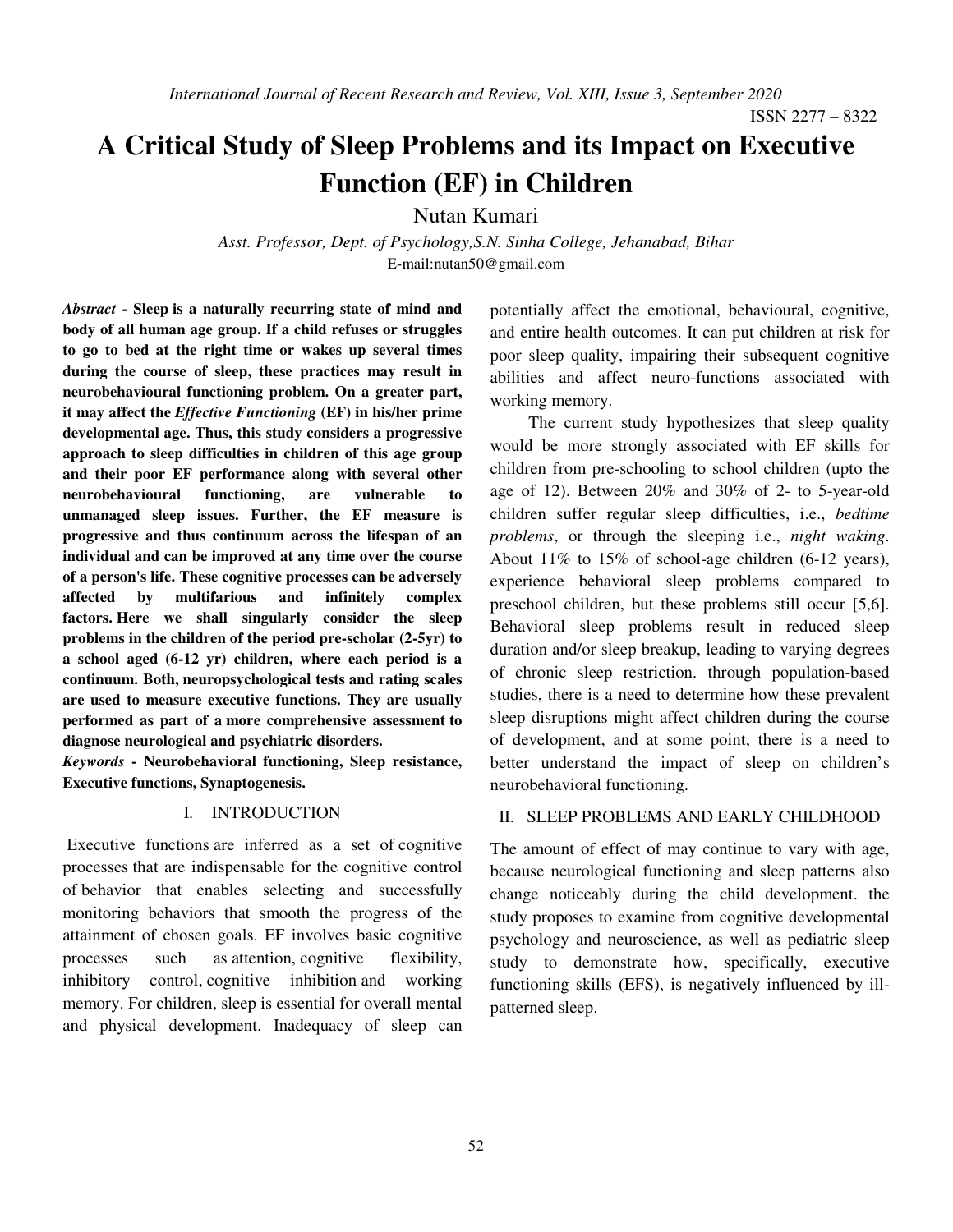# A Critical Study of Sleep Problems and its Impact on Executive Function (EF) in Children

Nutan Kumari

*Asst. Professor, Dept. of Psychology,S.N. Sinha College, Jehanabad, Bihar*

E-mail:nutan50@gmail.com

***Abstract* - Sleep is a naturally recurring state of mind and body of all human age group. If a child refuses or struggles to go to bed at the right time or wakes up several times during the course of sleep, these practices may result in neurobehavioural functioning problem. On a greater part, it may affect the *Effective Functioning* (EF) in his/her prime developmental age. Thus, this study considers a progressive approach to sleep difficulties in children of this age group and their poor EF performance along with several other neurobehavioural functioning, are vulnerable to unmanaged sleep issues. Further, the EF measure is progressive and thus continuum across the lifespan of an individual and can be improved at any time over the course of a person's life. These cognitive processes can be adversely affected by multifarious and infinitely complex factors. Here we shall singularly consider the sleep problems in the children of the period pre-scholar (2-5yr) to a school aged (6-12 yr) children, where each period is a continuum. Both, neuropsychological tests and rating scales are used to measure executive functions. They are usually performed as part of a more comprehensive assessment to diagnose neurological and psychiatric disorders.**

***Keywords* - Neurobehavioral functioning, Sleep resistance, Executive functions, Synaptogenesis.**

## I. INTRODUCTION

Executive functions are inferred as a set of cognitive processes that are indispensable for the cognitive control of behavior that enables selecting and successfully monitoring behaviors that smooth the progress of the attainment of chosen goals. EF involves basic cognitive processes such as attention, cognitive flexibility, inhibitory control, cognitive inhibition and working memory. For children, sleep is essential for overall mental and physical development. Inadequacy of sleep can potentially affect the emotional, behavioural, cognitive, and entire health outcomes. It can put children at risk for poor sleep quality, impairing their subsequent cognitive abilities and affect neuro-functions associated with working memory.

The current study hypothesizes that sleep quality would be more strongly associated with EF skills for children from pre-schooling to school children (upto the age of 12). Between 20% and 30% of 2- to 5-year-old children suffer regular sleep difficulties, i.e., *bedtime problems*, or through the sleeping i.e., *night waking*. About 11% to 15% of school-age children (6-12 years), experience behavioral sleep problems compared to preschool children, but these problems still occur [5,6]. Behavioral sleep problems result in reduced sleep duration and/or sleep breakup, leading to varying degrees of chronic sleep restriction. through population-based studies, there is a need to determine how these prevalent sleep disruptions might affect children during the course of development, and at some point, there is a need to better understand the impact of sleep on children's neurobehavioral functioning.

## II. SLEEP PROBLEMS AND EARLY CHILDHOOD

The amount of effect of may continue to vary with age, because neurological functioning and sleep patterns also change noticeably during the child development. the study proposes to examine from cognitive developmental psychology and neuroscience, as well as pediatric sleep study to demonstrate how, specifically, executive functioning skills (EFS), is negatively influenced by ill-patterned sleep.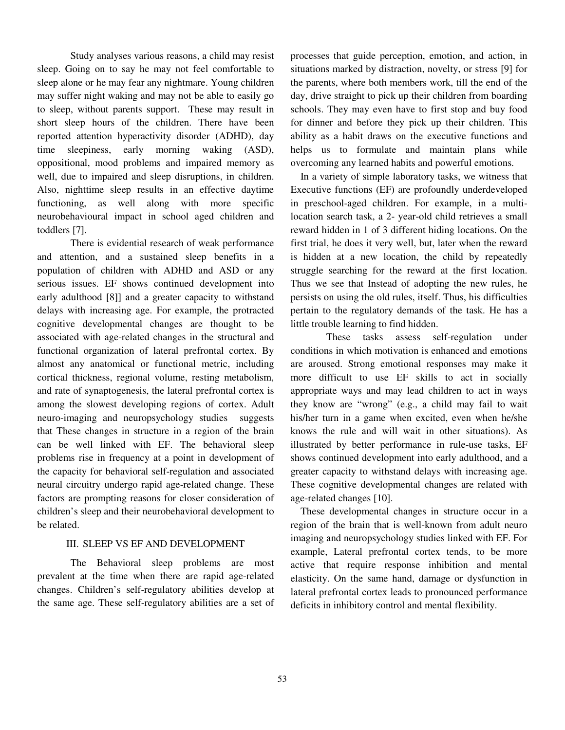Study analyses various reasons, a child may resist sleep. Going on to say he may not feel comfortable to sleep alone or he may fear any nightmare. Young children may suffer night waking and may not be able to easily go to sleep, without parents support. These may result in short sleep hours of the children. There have been reported attention hyperactivity disorder (ADHD), day time sleepiness, early morning waking (ASD), oppositional, mood problems and impaired memory as well, due to impaired and sleep disruptions, in children. Also, nighttime sleep results in an effective daytime functioning, as well along with more specific neurobehavioural impact in school aged children and toddlers [7].

There is evidential research of weak performance and attention, and a sustained sleep benefits in a population of children with ADHD and ASD or any serious issues. EF shows continued development into early adulthood [8]] and a greater capacity to withstand delays with increasing age. For example, the protracted cognitive developmental changes are thought to be associated with age-related changes in the structural and functional organization of lateral prefrontal cortex. By almost any anatomical or functional metric, including cortical thickness, regional volume, resting metabolism, and rate of synaptogenesis, the lateral prefrontal cortex is among the slowest developing regions of cortex. Adult neuro-imaging and neuropsychology studies suggests that These changes in structure in a region of the brain can be well linked with EF. The behavioral sleep problems rise in frequency at a point in development of the capacity for behavioral self-regulation and associated neural circuitry undergo rapid age-related change. These factors are prompting reasons for closer consideration of children's sleep and their neurobehavioral development to be related.

## III. SLEEP VS EF AND DEVELOPMENT

The Behavioral sleep problems are most prevalent at the time when there are rapid age-related changes. Children's self-regulatory abilities develop at the same age. These self-regulatory abilities are a set of processes that guide perception, emotion, and action, in situations marked by distraction, novelty, or stress [9] for the parents, where both members work, till the end of the day, drive straight to pick up their children from boarding schools. They may even have to first stop and buy food for dinner and before they pick up their children. This ability as a habit draws on the executive functions and helps us to formulate and maintain plans while overcoming any learned habits and powerful emotions.

In a variety of simple laboratory tasks, we witness that Executive functions (EF) are profoundly underdeveloped in preschool-aged children. For example, in a multi-location search task, a 2- year-old child retrieves a small reward hidden in 1 of 3 different hiding locations. On the first trial, he does it very well, but, later when the reward is hidden at a new location, the child by repeatedly struggle searching for the reward at the first location. Thus we see that Instead of adopting the new rules, he persists on using the old rules, itself. Thus, his difficulties pertain to the regulatory demands of the task. He has a little trouble learning to find hidden.

These tasks assess self-regulation under conditions in which motivation is enhanced and emotions are aroused. Strong emotional responses may make it more difficult to use EF skills to act in socially appropriate ways and may lead children to act in ways they know are "wrong" (e.g., a child may fail to wait his/her turn in a game when excited, even when he/she knows the rule and will wait in other situations). As illustrated by better performance in rule-use tasks, EF shows continued development into early adulthood, and a greater capacity to withstand delays with increasing age. These cognitive developmental changes are related with age-related changes [10].

These developmental changes in structure occur in a region of the brain that is well-known from adult neuro imaging and neuropsychology studies linked with EF. For example, Lateral prefrontal cortex tends, to be more active that require response inhibition and mental elasticity. On the same hand, damage or dysfunction in lateral prefrontal cortex leads to pronounced performance deficits in inhibitory control and mental flexibility.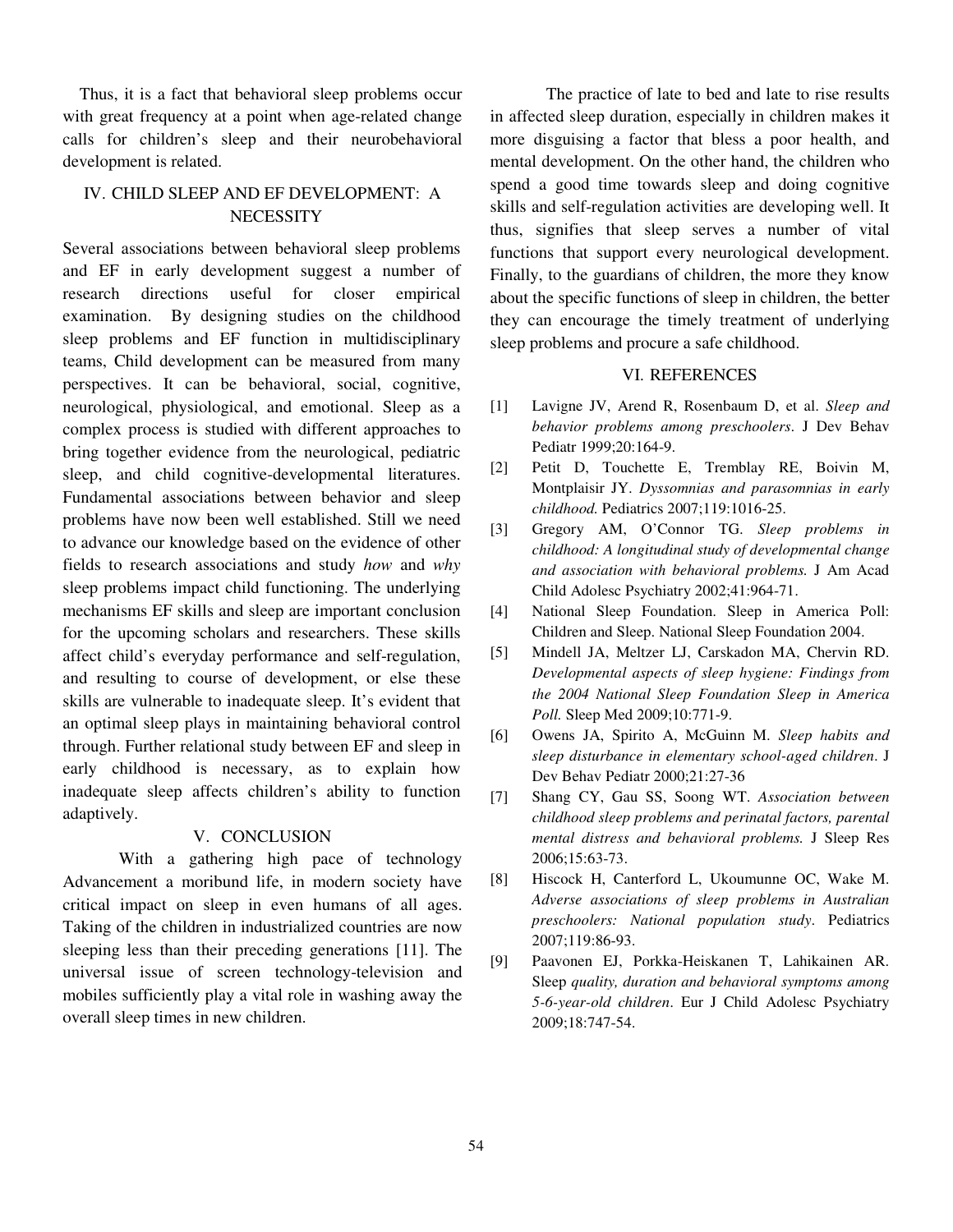Thus, it is a fact that behavioral sleep problems occur with great frequency at a point when age-related change calls for children's sleep and their neurobehavioral development is related.

## IV. CHILD SLEEP AND EF DEVELOPMENT: A NECESSITY

Several associations between behavioral sleep problems and EF in early development suggest a number of research directions useful for closer empirical examination. By designing studies on the childhood sleep problems and EF function in multidisciplinary teams, Child development can be measured from many perspectives. It can be behavioral, social, cognitive, neurological, physiological, and emotional. Sleep as a complex process is studied with different approaches to bring together evidence from the neurological, pediatric sleep, and child cognitive-developmental literatures. Fundamental associations between behavior and sleep problems have now been well established. Still we need to advance our knowledge based on the evidence of other fields to research associations and study *how* and *why* sleep problems impact child functioning. The underlying mechanisms EF skills and sleep are important conclusion for the upcoming scholars and researchers. These skills affect child's everyday performance and self-regulation, and resulting to course of development, or else these skills are vulnerable to inadequate sleep. It's evident that an optimal sleep plays in maintaining behavioral control through. Further relational study between EF and sleep in early childhood is necessary, as to explain how inadequate sleep affects children's ability to function adaptively.

## V. CONCLUSION

With a gathering high pace of technology Advancement a moribund life, in modern society have critical impact on sleep in even humans of all ages. Taking of the children in industrialized countries are now sleeping less than their preceding generations [11]. The universal issue of screen technology-television and mobiles sufficiently play a vital role in washing away the overall sleep times in new children.

The practice of late to bed and late to rise results in affected sleep duration, especially in children makes it more disguising a factor that bless a poor health, and mental development. On the other hand, the children who spend a good time towards sleep and doing cognitive skills and self-regulation activities are developing well. It thus, signifies that sleep serves a number of vital functions that support every neurological development. Finally, to the guardians of children, the more they know about the specific functions of sleep in children, the better they can encourage the timely treatment of underlying sleep problems and procure a safe childhood.

## VI. REFERENCES

[1] Lavigne JV, Arend R, Rosenbaum D, et al. *Sleep and behavior problems among preschoolers*. J Dev Behav Pediatr 1999;20:164-9.

[2] Petit D, Touchette E, Tremblay RE, Boivin M, Montplaisir JY. *Dyssomnias and parasomnias in early childhood.* Pediatrics 2007;119:1016-25.

[3] Gregory AM, O'Connor TG. *Sleep problems in childhood: A longitudinal study of developmental change and association with behavioral problems.* J Am Acad Child Adolesc Psychiatry 2002;41:964-71.

[4] National Sleep Foundation. Sleep in America Poll: Children and Sleep. National Sleep Foundation 2004.

[5] Mindell JA, Meltzer LJ, Carskadon MA, Chervin RD. *Developmental aspects of sleep hygiene: Findings from the 2004 National Sleep Foundation Sleep in America Poll.* Sleep Med 2009;10:771-9.

[6] Owens JA, Spirito A, McGuinn M. *Sleep habits and sleep disturbance in elementary school-aged children*. J Dev Behav Pediatr 2000;21:27-36

[7] Shang CY, Gau SS, Soong WT. *Association between childhood sleep problems and perinatal factors, parental mental distress and behavioral problems.* J Sleep Res 2006;15:63-73.

[8] Hiscock H, Canterford L, Ukoumunne OC, Wake M. *Adverse associations of sleep problems in Australian preschoolers: National population study*. Pediatrics 2007;119:86-93.

[9] Paavonen EJ, Porkka-Heiskanen T, Lahikainen AR. Sleep *quality, duration and behavioral symptoms among 5-6-year-old children*. Eur J Child Adolesc Psychiatry 2009;18:747-54.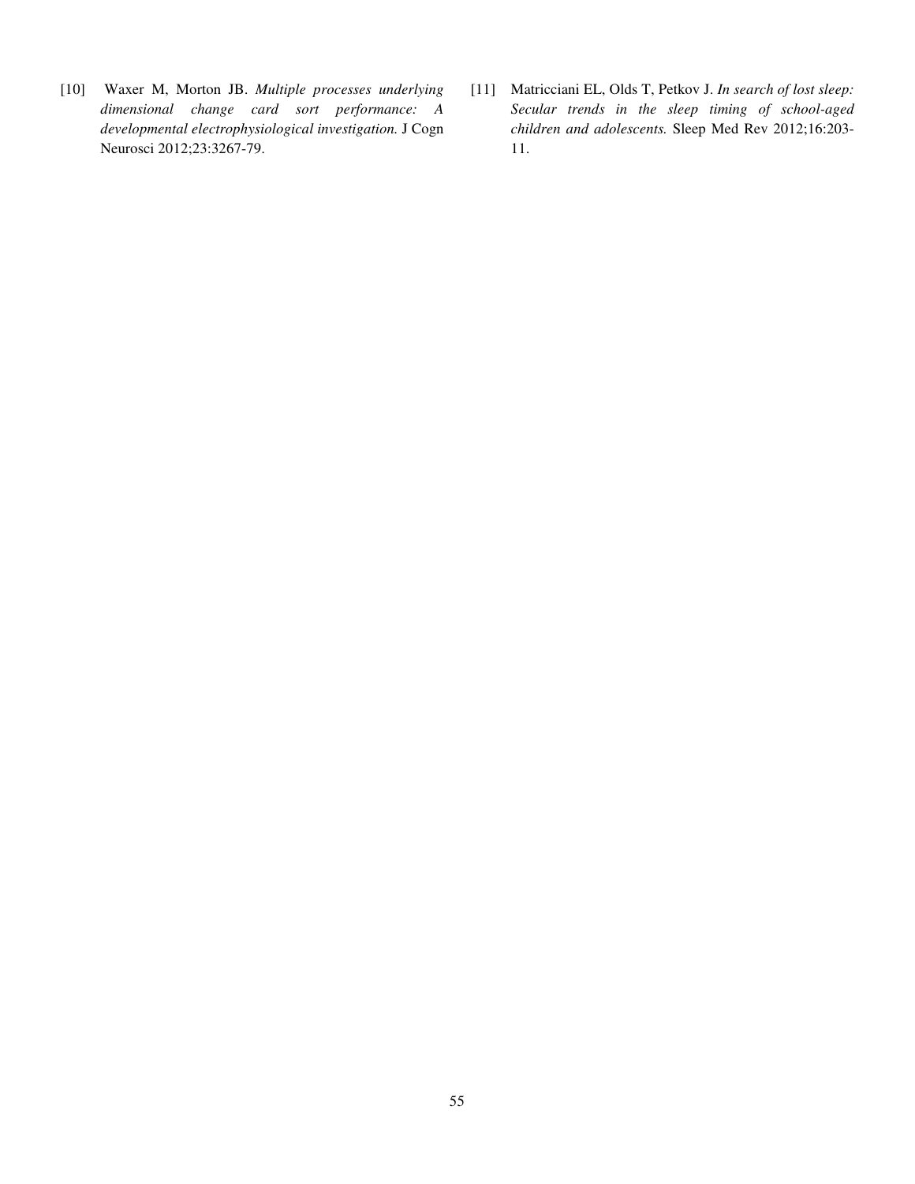[10] Waxer M, Morton JB. *Multiple processes underlying dimensional change card sort performance: A developmental electrophysiological investigation.* J Cogn Neurosci 2012;23:3267-79.

[11] Matricciani EL, Olds T, Petkov J. *In search of lost sleep: Secular trends in the sleep timing of school-aged children and adolescents.* Sleep Med Rev 2012;16:203-11.